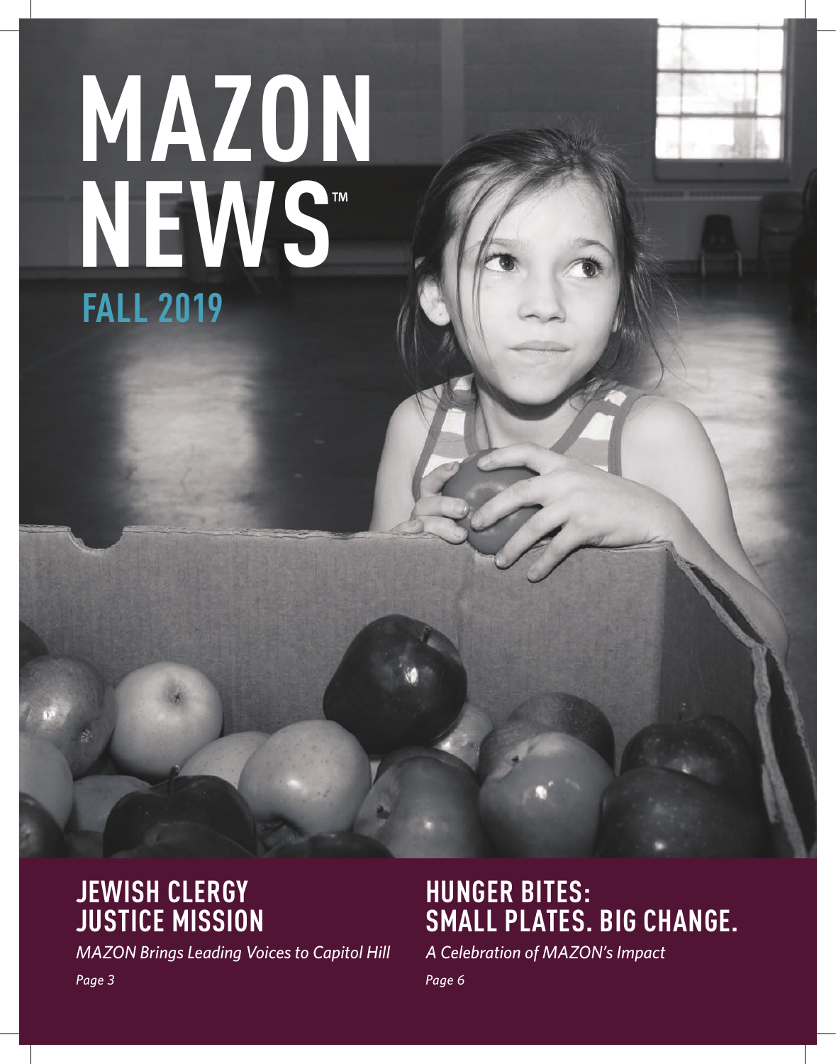# MAZON NEWS™

## FALL 2019

## JEWISH CLERGY JUSTICE MISSION

*MAZON Brings Leading Voices to Capitol Hill*

*Page 3*

## HUNGER BITES: SMALL PLATES. BIG CHANGE.

*A Celebration of MAZON's Impact*

*Page 6*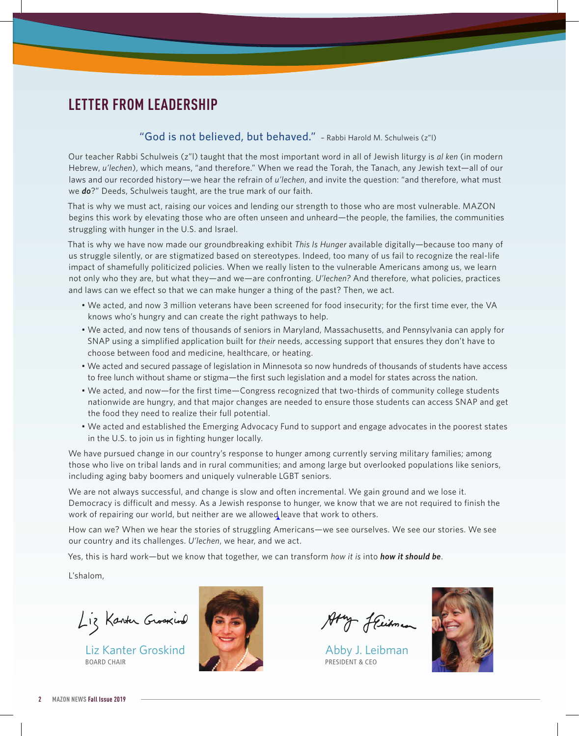## LETTER FROM LEADERSHIP

"God is not believed, but behaved." – Rabbi Harold M. Schulweis (z"l)

Our teacher Rabbi Schulweis (z"l) taught that the most important word in all of Jewish liturgy is *al ken* (in modern Hebrew, *u'lechen*), which means, "and therefore." When we read the Torah, the Tanach, any Jewish text—all of our laws and our recorded history—we hear the refrain of *u'lechen*, and invite the question: "and therefore, what must we ***do***?" Deeds, Schulweis taught, are the true mark of our faith.

That is why we must act, raising our voices and lending our strength to those who are most vulnerable. MAZON begins this work by elevating those who are often unseen and unheard—the people, the families, the communities struggling with hunger in the U.S. and Israel.

That is why we have now made our groundbreaking exhibit *This Is Hunger* available digitally—because too many of us struggle silently, or are stigmatized based on stereotypes. Indeed, too many of us fail to recognize the real-life impact of shamefully politicized policies. When we really listen to the vulnerable Americans among us, we learn not only who they are, but what they—and we—are confronting. *U'lechen?* And therefore, what policies, practices and laws can we effect so that we can make hunger a thing of the past? Then, we act.

- We acted, and now 3 million veterans have been screened for food insecurity; for the first time ever, the VA knows who's hungry and can create the right pathways to help.
- We acted, and now tens of thousands of seniors in Maryland, Massachusetts, and Pennsylvania can apply for SNAP using a simplified application built for *their* needs, accessing support that ensures they don't have to choose between food and medicine, healthcare, or heating.
- We acted and secured passage of legislation in Minnesota so now hundreds of thousands of students have access to free lunch without shame or stigma—the first such legislation and a model for states across the nation.
- We acted, and now—for the first time—Congress recognized that two-thirds of community college students nationwide are hungry, and that major changes are needed to ensure those students can access SNAP and get the food they need to realize their full potential.
- We acted and established the Emerging Advocacy Fund to support and engage advocates in the poorest states in the U.S. to join us in fighting hunger locally.

We have pursued change in our country's response to hunger among currently serving military families; among those who live on tribal lands and in rural communities; and among large but overlooked populations like seniors, including aging baby boomers and uniquely vulnerable LGBT seniors.

We are not always successful, and change is slow and often incremental. We gain ground and we lose it. Democracy is difficult and messy. As a Jewish response to hunger, we know that we are not required to finish the work of repairing our world, but neither are we allowed leave that work to others.

How can we? When we hear the stories of struggling Americans—we see ourselves. We see our stories. We see our country and its challenges. *U'lechen*, we hear, and we act.

Yes, this is hard work—but we know that together, we can transform *how it is* into ***how it should be***.

L'shalom,

Liz Kanter Groskind
BOARD CHAIR

Abby J. Leibman
PRESIDENT & CEO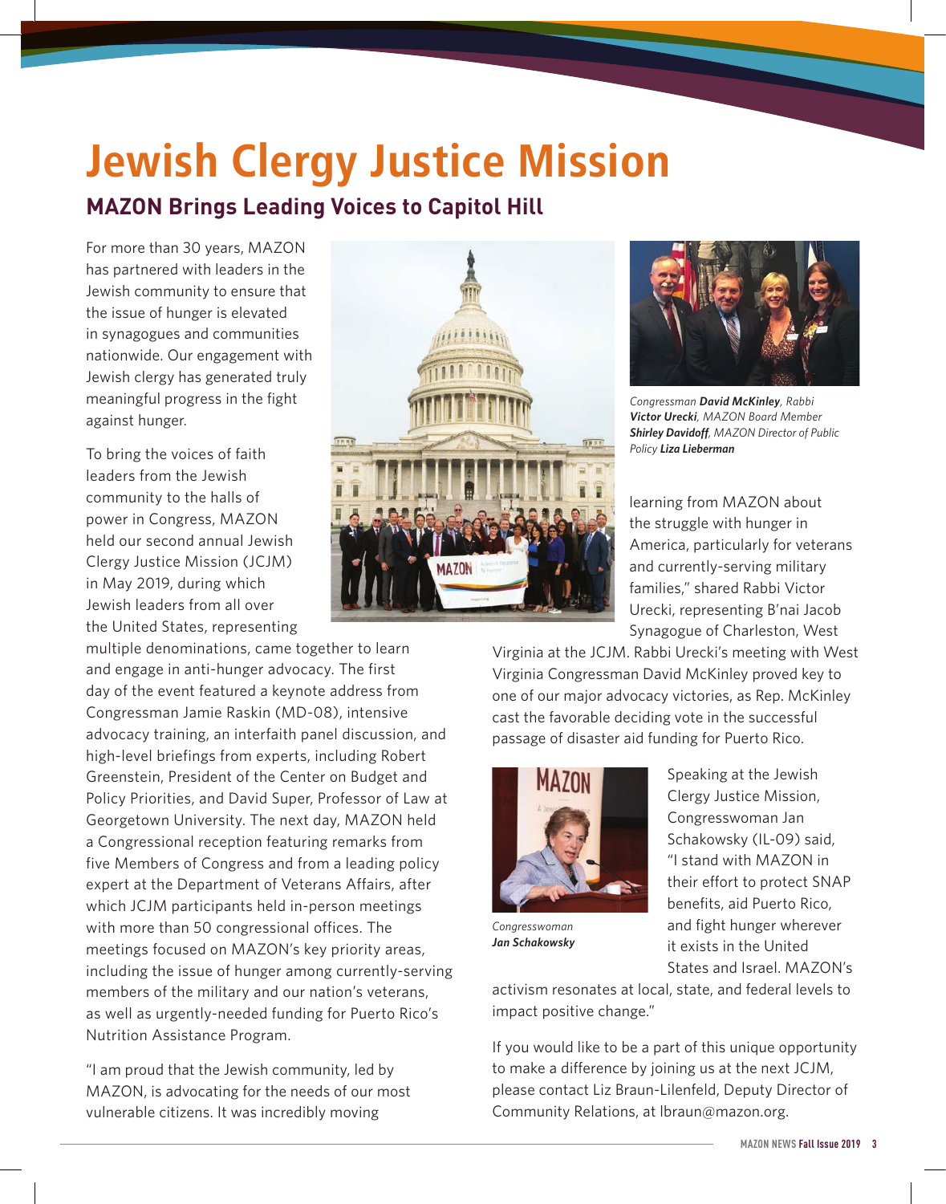# Jewish Clergy Justice Mission

## MAZON Brings Leading Voices to Capitol Hill

For more than 30 years, MAZON has partnered with leaders in the Jewish community to ensure that the issue of hunger is elevated in synagogues and communities nationwide. Our engagement with Jewish clergy has generated truly meaningful progress in the fight against hunger.

To bring the voices of faith leaders from the Jewish community to the halls of power in Congress, MAZON held our second annual Jewish Clergy Justice Mission (JCJM) in May 2019, during which Jewish leaders from all over the United States, representing multiple denominations, came together to learn and engage in anti-hunger advocacy. The first day of the event featured a keynote address from Congressman Jamie Raskin (MD-08), intensive advocacy training, an interfaith panel discussion, and high-level briefings from experts, including Robert Greenstein, President of the Center on Budget and Policy Priorities, and David Super, Professor of Law at Georgetown University. The next day, MAZON held a Congressional reception featuring remarks from five Members of Congress and from a leading policy expert at the Department of Veterans Affairs, after which JCJM participants held in-person meetings with more than 50 congressional offices. The meetings focused on MAZON's key priority areas, including the issue of hunger among currently-serving members of the military and our nation's veterans, as well as urgently-needed funding for Puerto Rico's Nutrition Assistance Program.

"I am proud that the Jewish community, led by MAZON, is advocating for the needs of our most vulnerable citizens. It was incredibly moving learning from MAZON about the struggle with hunger in America, particularly for veterans and currently-serving military families," shared Rabbi Victor Urecki, representing B'nai Jacob Synagogue of Charleston, West Virginia at the JCJM. Rabbi Urecki's meeting with West Virginia Congressman David McKinley proved key to one of our major advocacy victories, as Rep. McKinley cast the favorable deciding vote in the successful passage of disaster aid funding for Puerto Rico.

*Congressman* ***David McKinley****, Rabbi* ***Victor Urecki****, MAZON Board Member* ***Shirley Davidoff****, MAZON Director of Public Policy* ***Liza Lieberman***

Speaking at the Jewish Clergy Justice Mission, Congresswoman Jan Schakowsky (IL-09) said, "I stand with MAZON in their effort to protect SNAP benefits, aid Puerto Rico, and fight hunger wherever it exists in the United States and Israel. MAZON's activism resonates at local, state, and federal levels to impact positive change."

*Congresswoman* ***Jan Schakowsky***

If you would like to be a part of this unique opportunity to make a difference by joining us at the next JCJM, please contact Liz Braun-Lilenfeld, Deputy Director of Community Relations, at lbraun@mazon.org.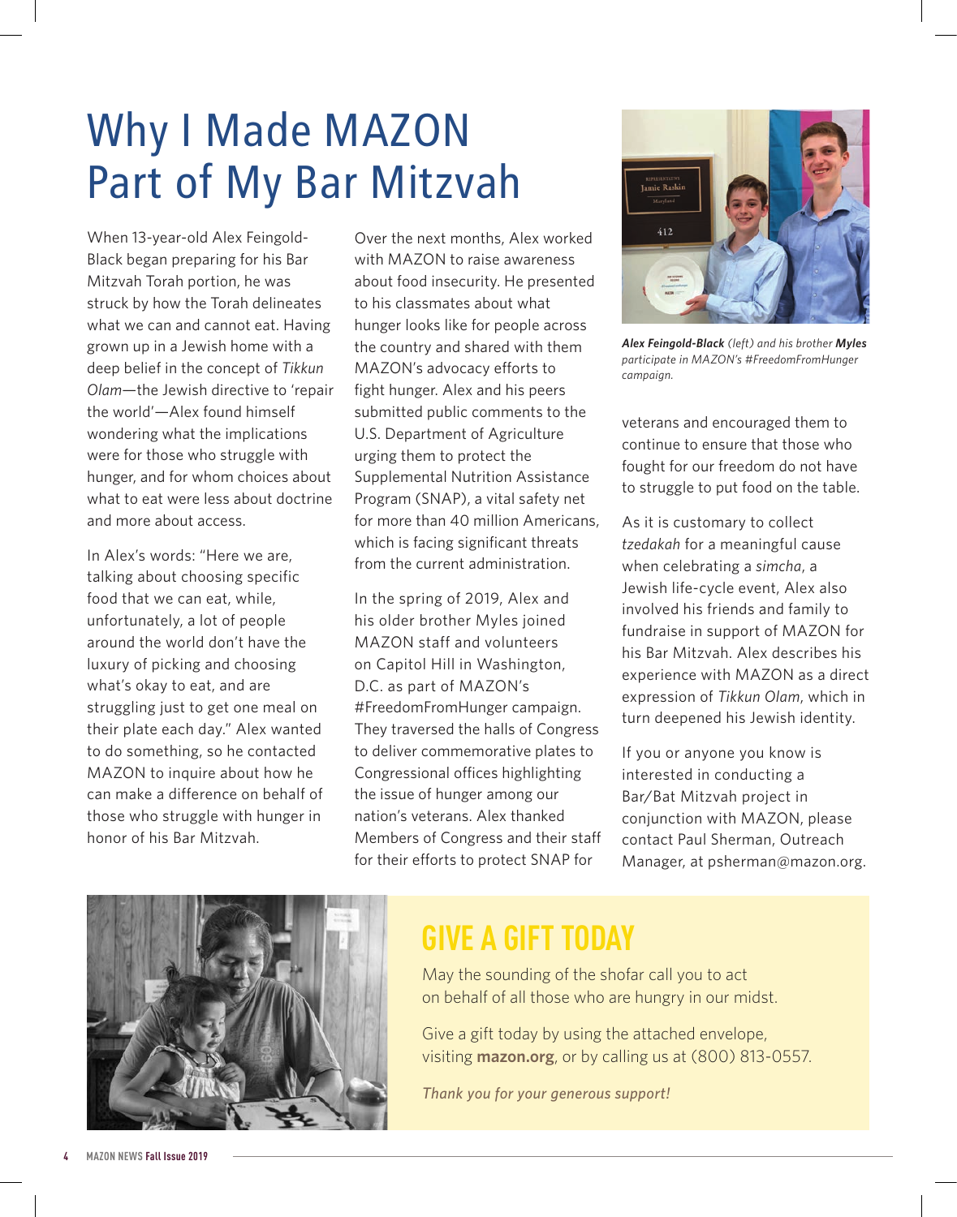# Why I Made MAZON Part of My Bar Mitzvah

When 13-year-old Alex Feingold-Black began preparing for his Bar Mitzvah Torah portion, he was struck by how the Torah delineates what we can and cannot eat. Having grown up in a Jewish home with a deep belief in the concept of *Tikkun Olam*—the Jewish directive to 'repair the world'—Alex found himself wondering what the implications were for those who struggle with hunger, and for whom choices about what to eat were less about doctrine and more about access.

In Alex's words: "Here we are, talking about choosing specific food that we can eat, while, unfortunately, a lot of people around the world don't have the luxury of picking and choosing what's okay to eat, and are struggling just to get one meal on their plate each day." Alex wanted to do something, so he contacted MAZON to inquire about how he can make a difference on behalf of those who struggle with hunger in honor of his Bar Mitzvah.

Over the next months, Alex worked with MAZON to raise awareness about food insecurity. He presented to his classmates about what hunger looks like for people across the country and shared with them MAZON's advocacy efforts to fight hunger. Alex and his peers submitted public comments to the U.S. Department of Agriculture urging them to protect the Supplemental Nutrition Assistance Program (SNAP), a vital safety net for more than 40 million Americans, which is facing significant threats from the current administration.

In the spring of 2019, Alex and his older brother Myles joined MAZON staff and volunteers on Capitol Hill in Washington, D.C. as part of MAZON's #FreedomFromHunger campaign. They traversed the halls of Congress to deliver commemorative plates to Congressional offices highlighting the issue of hunger among our nation's veterans. Alex thanked Members of Congress and their staff for their efforts to protect SNAP for veterans and encouraged them to continue to ensure that those who fought for our freedom do not have to struggle to put food on the table.

***Alex Feingold-Black*** *(left) and his brother* ***Myles*** *participate in MAZON's #FreedomFromHunger campaign.*

As it is customary to collect *tzedakah* for a meaningful cause when celebrating a *simcha*, a Jewish life-cycle event, Alex also involved his friends and family to fundraise in support of MAZON for his Bar Mitzvah. Alex describes his experience with MAZON as a direct expression of *Tikkun Olam*, which in turn deepened his Jewish identity.

If you or anyone you know is interested in conducting a Bar/Bat Mitzvah project in conjunction with MAZON, please contact Paul Sherman, Outreach Manager, at psherman@mazon.org.

## GIVE A GIFT TODAY

May the sounding of the shofar call you to act on behalf of all those who are hungry in our midst.

Give a gift today by using the attached envelope, visiting **mazon.org**, or by calling us at (800) 813-0557.

*Thank you for your generous support!*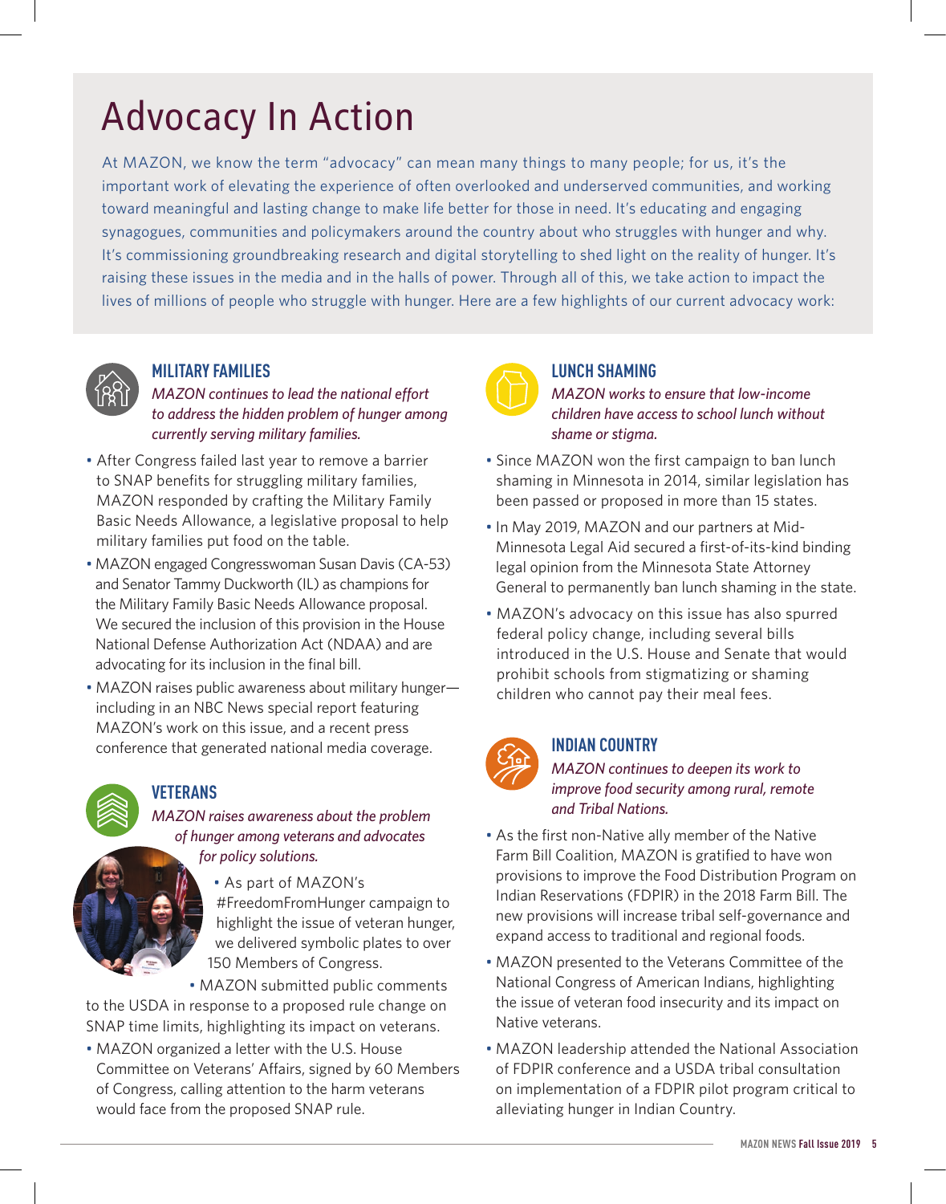# Advocacy In Action

At MAZON, we know the term "advocacy" can mean many things to many people; for us, it's the important work of elevating the experience of often overlooked and underserved communities, and working toward meaningful and lasting change to make life better for those in need. It's educating and engaging synagogues, communities and policymakers around the country about who struggles with hunger and why. It's commissioning groundbreaking research and digital storytelling to shed light on the reality of hunger. It's raising these issues in the media and in the halls of power. Through all of this, we take action to impact the lives of millions of people who struggle with hunger. Here are a few highlights of our current advocacy work:

## MILITARY FAMILIES

*MAZON continues to lead the national effort to address the hidden problem of hunger among currently serving military families.*

- After Congress failed last year to remove a barrier to SNAP benefits for struggling military families, MAZON responded by crafting the Military Family Basic Needs Allowance, a legislative proposal to help military families put food on the table.
- MAZON engaged Congresswoman Susan Davis (CA-53) and Senator Tammy Duckworth (IL) as champions for the Military Family Basic Needs Allowance proposal. We secured the inclusion of this provision in the House National Defense Authorization Act (NDAA) and are advocating for its inclusion in the final bill.
- MAZON raises public awareness about military hunger—including in an NBC News special report featuring MAZON's work on this issue, and a recent press conference that generated national media coverage.

## VETERANS

*MAZON raises awareness about the problem of hunger among veterans and advocates for policy solutions.*

- As part of MAZON's #FreedomFromHunger campaign to highlight the issue of veteran hunger, we delivered symbolic plates to over 150 Members of Congress.
- MAZON submitted public comments to the USDA in response to a proposed rule change on SNAP time limits, highlighting its impact on veterans.
- MAZON organized a letter with the U.S. House Committee on Veterans' Affairs, signed by 60 Members of Congress, calling attention to the harm veterans would face from the proposed SNAP rule.

## LUNCH SHAMING

*MAZON works to ensure that low-income children have access to school lunch without shame or stigma.*

- Since MAZON won the first campaign to ban lunch shaming in Minnesota in 2014, similar legislation has been passed or proposed in more than 15 states.
- In May 2019, MAZON and our partners at Mid-Minnesota Legal Aid secured a first-of-its-kind binding legal opinion from the Minnesota State Attorney General to permanently ban lunch shaming in the state.
- MAZON's advocacy on this issue has also spurred federal policy change, including several bills introduced in the U.S. House and Senate that would prohibit schools from stigmatizing or shaming children who cannot pay their meal fees.

## INDIAN COUNTRY

*MAZON continues to deepen its work to improve food security among rural, remote and Tribal Nations.*

- As the first non-Native ally member of the Native Farm Bill Coalition, MAZON is gratified to have won provisions to improve the Food Distribution Program on Indian Reservations (FDPIR) in the 2018 Farm Bill. The new provisions will increase tribal self-governance and expand access to traditional and regional foods.
- MAZON presented to the Veterans Committee of the National Congress of American Indians, highlighting the issue of veteran food insecurity and its impact on Native veterans.
- MAZON leadership attended the National Association of FDPIR conference and a USDA tribal consultation on implementation of a FDPIR pilot program critical to alleviating hunger in Indian Country.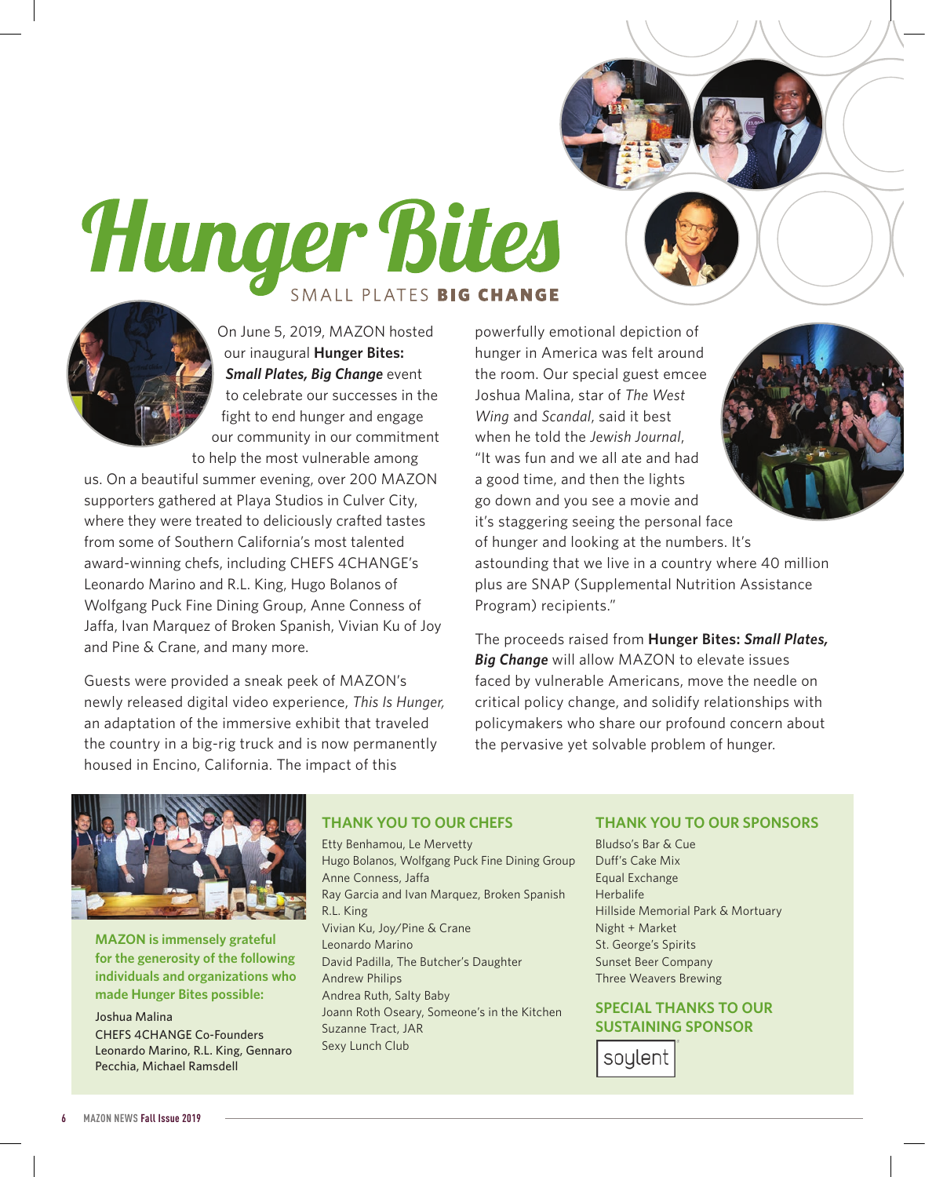# Hunger Bites

SMALL PLATES **BIG CHANGE**

On June 5, 2019, MAZON hosted our inaugural **Hunger Bites: *Small Plates, Big Change*** event to celebrate our successes in the fight to end hunger and engage our community in our commitment to help the most vulnerable among us. On a beautiful summer evening, over 200 MAZON supporters gathered at Playa Studios in Culver City, where they were treated to deliciously crafted tastes from some of Southern California's most talented award-winning chefs, including CHEFS 4CHANGE's Leonardo Marino and R.L. King, Hugo Bolanos of Wolfgang Puck Fine Dining Group, Anne Conness of Jaffa, Ivan Marquez of Broken Spanish, Vivian Ku of Joy and Pine & Crane, and many more.

Guests were provided a sneak peek of MAZON's newly released digital video experience, *This Is Hunger,* an adaptation of the immersive exhibit that traveled the country in a big-rig truck and is now permanently housed in Encino, California. The impact of this powerfully emotional depiction of hunger in America was felt around the room. Our special guest emcee Joshua Malina, star of *The West Wing* and *Scandal*, said it best when he told the *Jewish Journal*, "It was fun and we all ate and had a good time, and then the lights go down and you see a movie and it's staggering seeing the personal face of hunger and looking at the numbers. It's astounding that we live in a country where 40 million plus are SNAP (Supplemental Nutrition Assistance Program) recipients."

The proceeds raised from **Hunger Bites: *Small Plates, Big Change*** will allow MAZON to elevate issues faced by vulnerable Americans, move the needle on critical policy change, and solidify relationships with policymakers who share our profound concern about the pervasive yet solvable problem of hunger.

**MAZON is immensely grateful for the generosity of the following individuals and organizations who made Hunger Bites possible:**

Joshua Malina
CHEFS 4CHANGE Co-Founders
Leonardo Marino, R.L. King, Gennaro Pecchia, Michael Ramsdell

## THANK YOU TO OUR CHEFS

Etty Benhamou, Le Mervetty
Hugo Bolanos, Wolfgang Puck Fine Dining Group
Anne Conness, Jaffa
Ray Garcia and Ivan Marquez, Broken Spanish
R.L. King
Vivian Ku, Joy/Pine & Crane
Leonardo Marino
David Padilla, The Butcher's Daughter
Andrew Philips
Andrea Ruth, Salty Baby
Joann Roth Oseary, Someone's in the Kitchen
Suzanne Tract, JAR
Sexy Lunch Club

## THANK YOU TO OUR SPONSORS

Bludso's Bar & Cue
Duff's Cake Mix
Equal Exchange
Herbalife
Hillside Memorial Park & Mortuary
Night + Market
St. George's Spirits
Sunset Beer Company
Three Weavers Brewing

## SPECIAL THANKS TO OUR SUSTAINING SPONSOR

soylent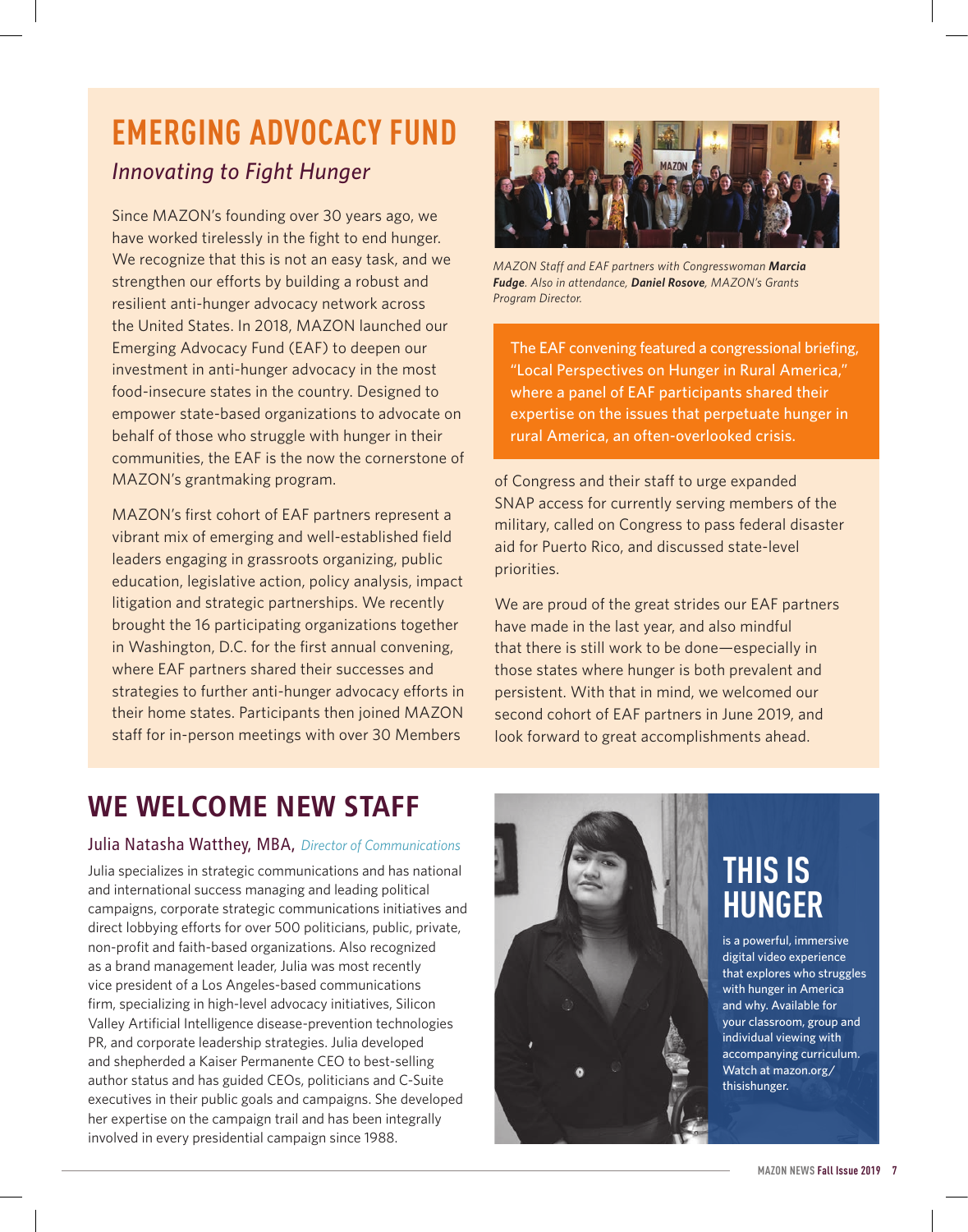# EMERGING ADVOCACY FUND

## *Innovating to Fight Hunger*

Since MAZON's founding over 30 years ago, we have worked tirelessly in the fight to end hunger. We recognize that this is not an easy task, and we strengthen our efforts by building a robust and resilient anti-hunger advocacy network across the United States. In 2018, MAZON launched our Emerging Advocacy Fund (EAF) to deepen our investment in anti-hunger advocacy in the most food-insecure states in the country. Designed to empower state-based organizations to advocate on behalf of those who struggle with hunger in their communities, the EAF is the now the cornerstone of MAZON's grantmaking program.

MAZON's first cohort of EAF partners represent a vibrant mix of emerging and well-established field leaders engaging in grassroots organizing, public education, legislative action, policy analysis, impact litigation and strategic partnerships. We recently brought the 16 participating organizations together in Washington, D.C. for the first annual convening, where EAF partners shared their successes and strategies to further anti-hunger advocacy efforts in their home states. Participants then joined MAZON staff for in-person meetings with over 30 Members of Congress and their staff to urge expanded SNAP access for currently serving members of the military, called on Congress to pass federal disaster aid for Puerto Rico, and discussed state-level priorities.

*MAZON Staff and EAF partners with Congresswoman* ***Marcia Fudge****. Also in attendance,* ***Daniel Rosove****, MAZON's Grants Program Director.*

> The EAF convening featured a congressional briefing, "Local Perspectives on Hunger in Rural America," where a panel of EAF participants shared their expertise on the issues that perpetuate hunger in rural America, an often-overlooked crisis.

We are proud of the great strides our EAF partners have made in the last year, and also mindful that there is still work to be done—especially in those states where hunger is both prevalent and persistent. With that in mind, we welcomed our second cohort of EAF partners in June 2019, and look forward to great accomplishments ahead.

# WE WELCOME NEW STAFF

### Julia Natasha Watthey, MBA, *Director of Communications*

Julia specializes in strategic communications and has national and international success managing and leading political campaigns, corporate strategic communications initiatives and direct lobbying efforts for over 500 politicians, public, private, non-profit and faith-based organizations. Also recognized as a brand management leader, Julia was most recently vice president of a Los Angeles-based communications firm, specializing in high-level advocacy initiatives, Silicon Valley Artificial Intelligence disease-prevention technologies PR, and corporate leadership strategies. Julia developed and shepherded a Kaiser Permanente CEO to best-selling author status and has guided CEOs, politicians and C-Suite executives in their public goals and campaigns. She developed her expertise on the campaign trail and has been integrally involved in every presidential campaign since 1988.

# THIS IS HUNGER

is a powerful, immersive digital video experience that explores who struggles with hunger in America and why. Available for your classroom, group and individual viewing with accompanying curriculum. Watch at mazon.org/thisishunger.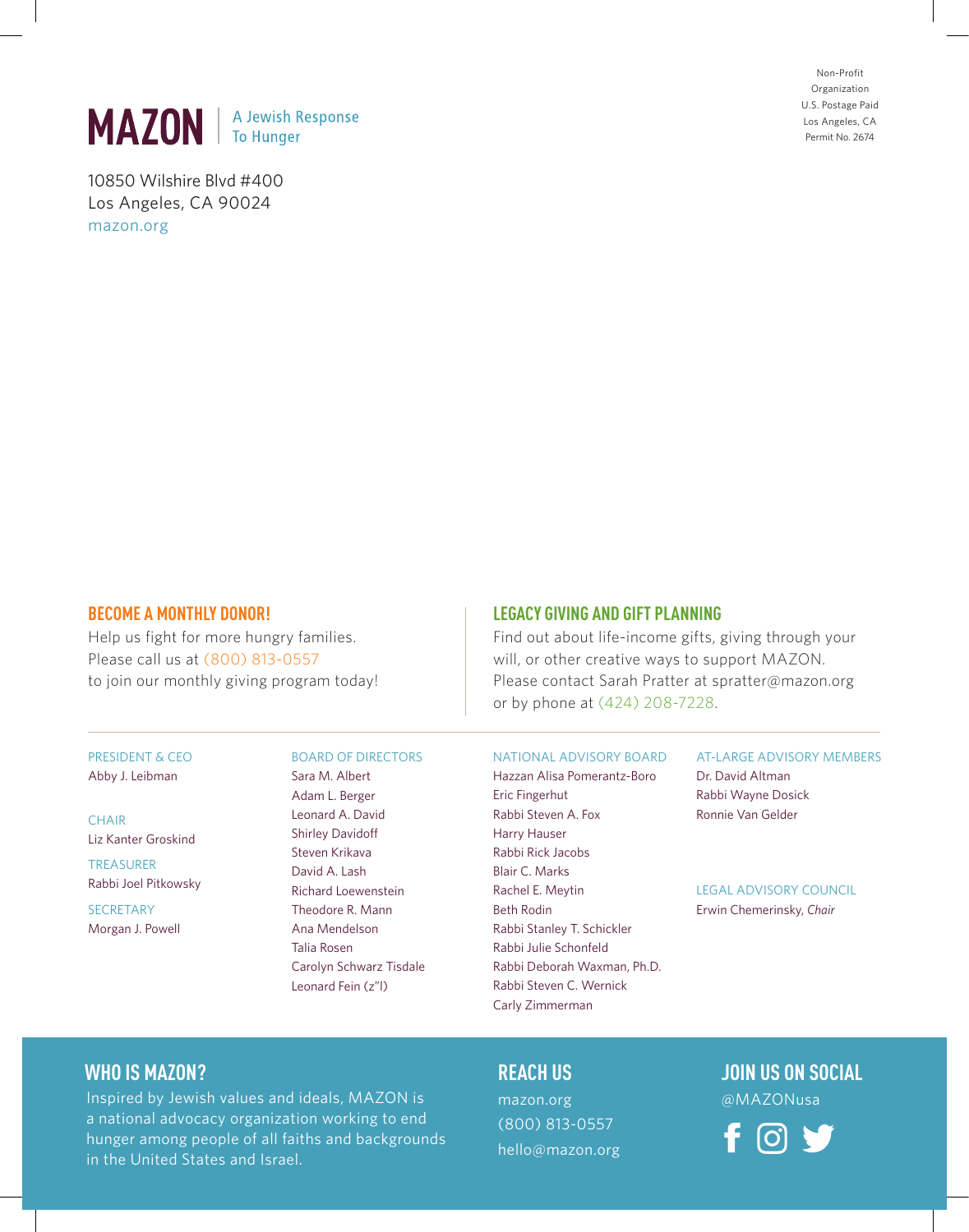Non-Profit
Organization
U.S. Postage Paid
Los Angeles, CA
Permit No. 2674

# MAZON | A Jewish Response To Hunger

10850 Wilshire Blvd #400
Los Angeles, CA 90024
mazon.org

## BECOME A MONTHLY DONOR!

Help us fight for more hungry families.
Please call us at (800) 813-0557
to join our monthly giving program today!

## LEGACY GIVING AND GIFT PLANNING

Find out about life-income gifts, giving through your will, or other creative ways to support MAZON. Please contact Sarah Pratter at spratter@mazon.org or by phone at (424) 208-7228.

PRESIDENT & CEO
Abby J. Leibman

CHAIR
Liz Kanter Groskind

TREASURER
Rabbi Joel Pitkowsky

SECRETARY
Morgan J. Powell

BOARD OF DIRECTORS
Sara M. Albert
Adam L. Berger
Leonard A. David
Shirley Davidoff
Steven Krikava
David A. Lash
Richard Loewenstein
Theodore R. Mann
Ana Mendelson
Talia Rosen
Carolyn Schwarz Tisdale
Leonard Fein (z"l)

NATIONAL ADVISORY BOARD
Hazzan Alisa Pomerantz-Boro
Eric Fingerhut
Rabbi Steven A. Fox
Harry Hauser
Rabbi Rick Jacobs
Blair C. Marks
Rachel E. Meytin
Beth Rodin
Rabbi Stanley T. Schickler
Rabbi Julie Schonfeld
Rabbi Deborah Waxman, Ph.D.
Rabbi Steven C. Wernick
Carly Zimmerman

AT-LARGE ADVISORY MEMBERS
Dr. David Altman
Rabbi Wayne Dosick
Ronnie Van Gelder

LEGAL ADVISORY COUNCIL
Erwin Chemerinsky, *Chair*

## WHO IS MAZON?

Inspired by Jewish values and ideals, MAZON is a national advocacy organization working to end hunger among people of all faiths and backgrounds in the United States and Israel.

## REACH US

mazon.org
(800) 813-0557
hello@mazon.org

## JOIN US ON SOCIAL

@MAZONusa